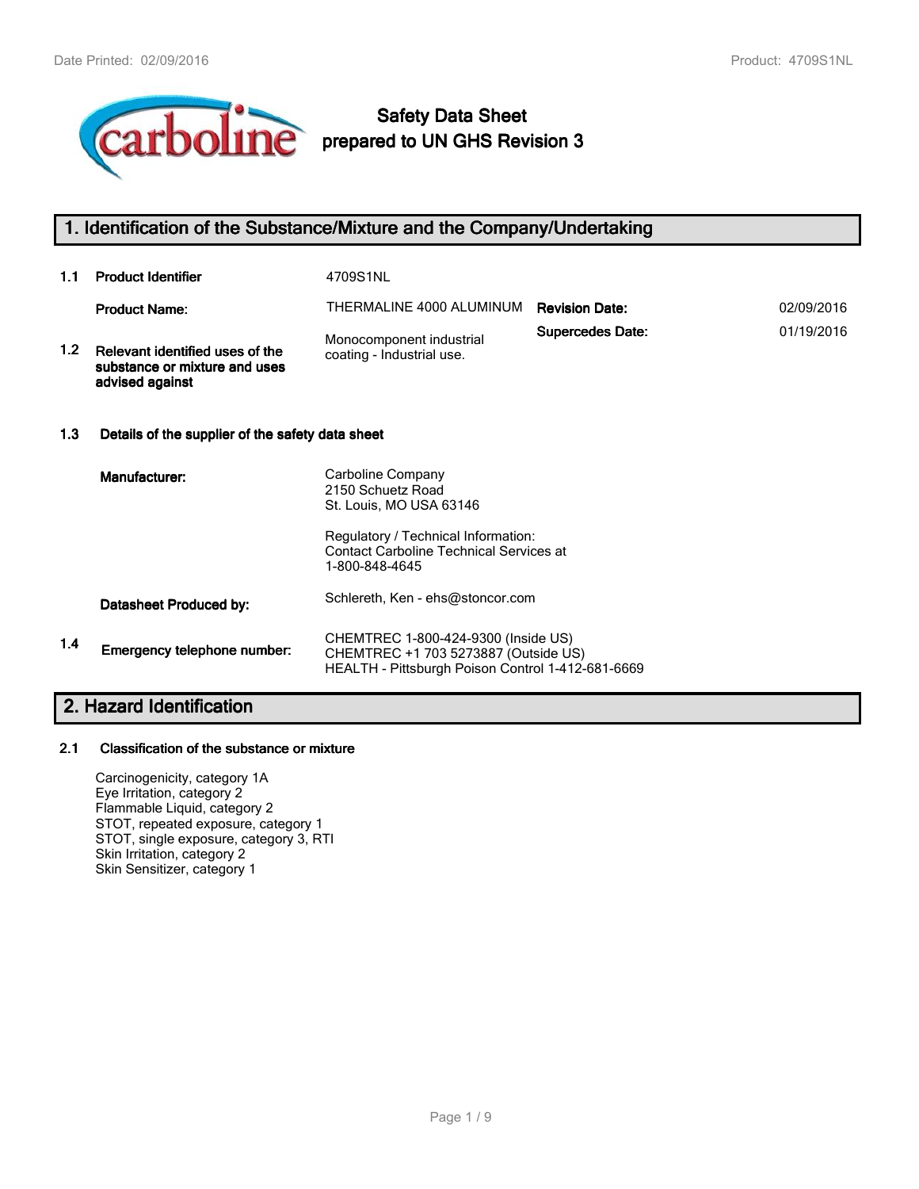# Safety Data Sheet prepared to UN GHS Revision 3

## 1. Identification of the Substance/Mixture and the Company/Undertaking

**1.1 Product Identifier** 4709S1NL

| | | | |
|---|---|---|---|
| **Product Name:** | THERMALINE 4000 ALUMINUM | **Revision Date:** | 02/09/2016 |
| | | **Supercedes Date:** | 01/19/2016 |

**1.2 Relevant identified uses of the substance or mixture and uses advised against**

Monocomponent industrial coating - Industrial use.

### 1.3 Details of the supplier of the safety data sheet

**Manufacturer:**

Carboline Company
2150 Schuetz Road
St. Louis, MO USA 63146

Regulatory / Technical Information:
Contact Carboline Technical Services at
1-800-848-4645

**Datasheet Produced by:** Schlereth, Ken - ehs@stoncor.com

**1.4 Emergency telephone number:**

CHEMTREC 1-800-424-9300 (Inside US)
CHEMTREC +1 703 5273887 (Outside US)
HEALTH - Pittsburgh Poison Control 1-412-681-6669

## 2. Hazard Identification

### 2.1 Classification of the substance or mixture

Carcinogenicity, category 1A
Eye Irritation, category 2
Flammable Liquid, category 2
STOT, repeated exposure, category 1
STOT, single exposure, category 3, RTI
Skin Irritation, category 2
Skin Sensitizer, category 1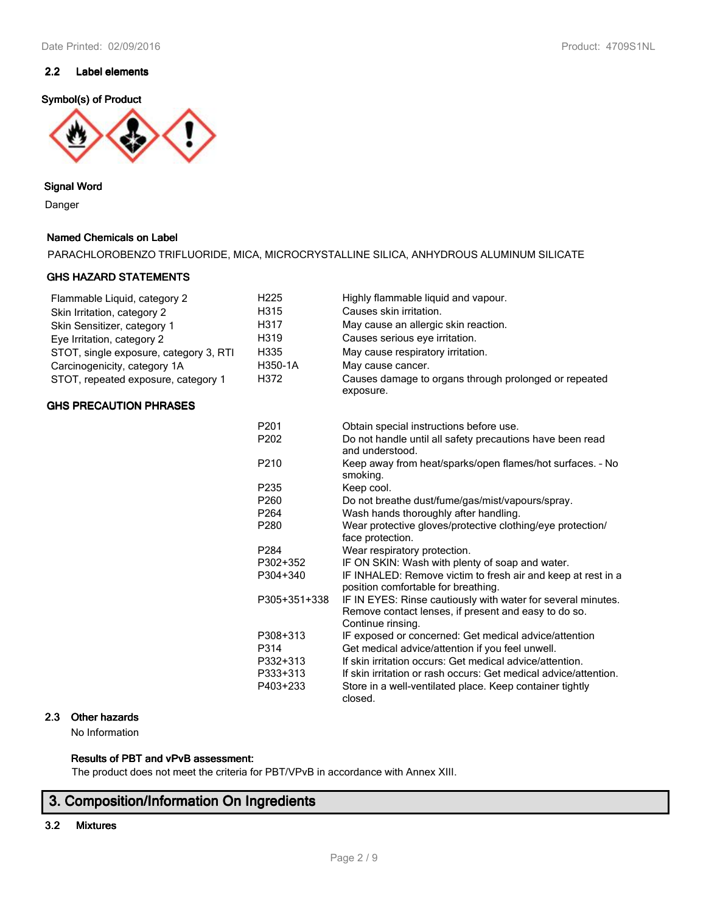### 2.2 Label elements

**Symbol(s) of Product**

**Signal Word**

Danger

**Named Chemicals on Label**

PARACHLOROBENZO TRIFLUORIDE, MICA, MICROCRYSTALLINE SILICA, ANHYDROUS ALUMINUM SILICATE

**GHS HAZARD STATEMENTS**

| | | |
|---|---|---|
| Flammable Liquid, category 2 | H225 | Highly flammable liquid and vapour. |
| Skin Irritation, category 2 | H315 | Causes skin irritation. |
| Skin Sensitizer, category 1 | H317 | May cause an allergic skin reaction. |
| Eye Irritation, category 2 | H319 | Causes serious eye irritation. |
| STOT, single exposure, category 3, RTI | H335 | May cause respiratory irritation. |
| Carcinogenicity, category 1A | H350-1A | May cause cancer. |
| STOT, repeated exposure, category 1 | H372 | Causes damage to organs through prolonged or repeated exposure. |

**GHS PRECAUTION PHRASES**

| | |
|---|---|
| P201 | Obtain special instructions before use. |
| P202 | Do not handle until all safety precautions have been read and understood. |
| P210 | Keep away from heat/sparks/open flames/hot surfaces. - No smoking. |
| P235 | Keep cool. |
| P260 | Do not breathe dust/fume/gas/mist/vapours/spray. |
| P264 | Wash hands thoroughly after handling. |
| P280 | Wear protective gloves/protective clothing/eye protection/ face protection. |
| P284 | Wear respiratory protection. |
| P302+352 | IF ON SKIN: Wash with plenty of soap and water. |
| P304+340 | IF INHALED: Remove victim to fresh air and keep at rest in a position comfortable for breathing. |
| P305+351+338 | IF IN EYES: Rinse cautiously with water for several minutes. Remove contact lenses, if present and easy to do so. Continue rinsing. |
| P308+313 | IF exposed or concerned: Get medical advice/attention |
| P314 | Get medical advice/attention if you feel unwell. |
| P332+313 | If skin irritation occurs: Get medical advice/attention. |
| P333+313 | If skin irritation or rash occurs: Get medical advice/attention. |
| P403+233 | Store in a well-ventilated place. Keep container tightly closed. |

### 2.3 Other hazards

No Information

**Results of PBT and vPvB assessment:**

The product does not meet the criteria for PBT/VPvB in accordance with Annex XIII.

## 3. Composition/Information On Ingredients

### 3.2 Mixtures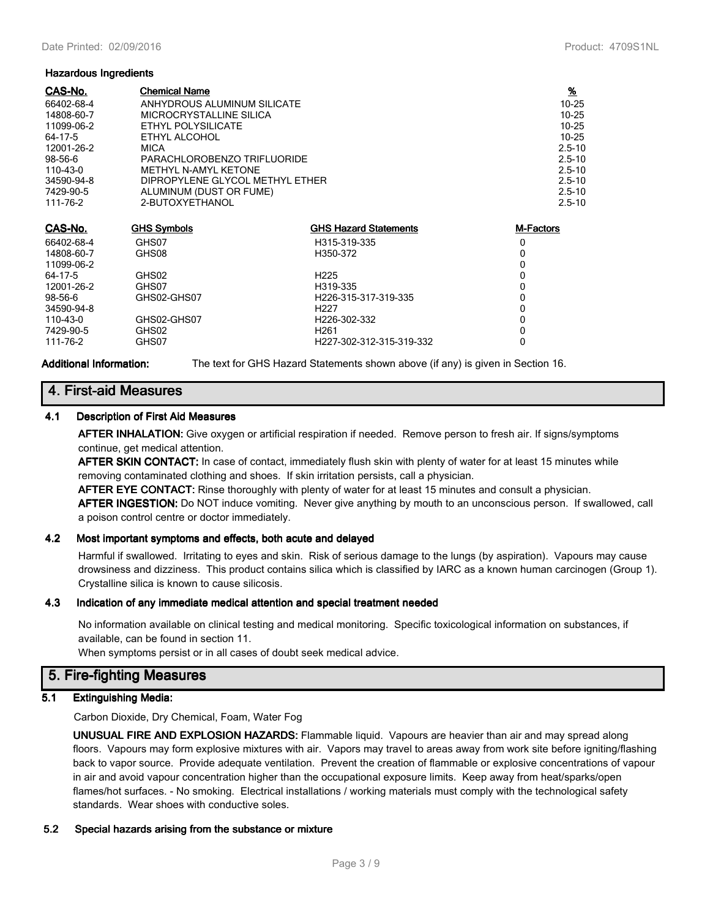**Hazardous Ingredients**

| CAS-No. | Chemical Name | % |
|---|---|---|
| 66402-68-4 | ANHYDROUS ALUMINUM SILICATE | 10-25 |
| 14808-60-7 | MICROCRYSTALLINE SILICA | 10-25 |
| 11099-06-2 | ETHYL POLYSILICATE | 10-25 |
| 64-17-5 | ETHYL ALCOHOL | 10-25 |
| 12001-26-2 | MICA | 2.5-10 |
| 98-56-6 | PARACHLOROBENZO TRIFLUORIDE | 2.5-10 |
| 110-43-0 | METHYL N-AMYL KETONE | 2.5-10 |
| 34590-94-8 | DIPROPYLENE GLYCOL METHYL ETHER | 2.5-10 |
| 7429-90-5 | ALUMINUM (DUST OR FUME) | 2.5-10 |
| 111-76-2 | 2-BUTOXYETHANOL | 2.5-10 |

| CAS-No. | GHS Symbols | GHS Hazard Statements | M-Factors |
|---|---|---|---|
| 66402-68-4 | GHS07 | H315-319-335 | 0 |
| 14808-60-7 | GHS08 | H350-372 | 0 |
| 11099-06-2 | | | 0 |
| 64-17-5 | GHS02 | H225 | 0 |
| 12001-26-2 | GHS07 | H319-335 | 0 |
| 98-56-6 | GHS02-GHS07 | H226-315-317-319-335 | 0 |
| 34590-94-8 | | H227 | 0 |
| 110-43-0 | GHS02-GHS07 | H226-302-332 | 0 |
| 7429-90-5 | GHS02 | H261 | 0 |
| 111-76-2 | GHS07 | H227-302-312-315-319-332 | 0 |

**Additional Information:** The text for GHS Hazard Statements shown above (if any) is given in Section 16.

## 4. First-aid Measures

### 4.1 Description of First Aid Measures

**AFTER INHALATION:** Give oxygen or artificial respiration if needed. Remove person to fresh air. If signs/symptoms continue, get medical attention.

**AFTER SKIN CONTACT:** In case of contact, immediately flush skin with plenty of water for at least 15 minutes while removing contaminated clothing and shoes. If skin irritation persists, call a physician.

**AFTER EYE CONTACT:** Rinse thoroughly with plenty of water for at least 15 minutes and consult a physician.

**AFTER INGESTION:** Do NOT induce vomiting. Never give anything by mouth to an unconscious person. If swallowed, call a poison control centre or doctor immediately.

### 4.2 Most important symptoms and effects, both acute and delayed

Harmful if swallowed. Irritating to eyes and skin. Risk of serious damage to the lungs (by aspiration). Vapours may cause drowsiness and dizziness. This product contains silica which is classified by IARC as a known human carcinogen (Group 1). Crystalline silica is known to cause silicosis.

### 4.3 Indication of any immediate medical attention and special treatment needed

No information available on clinical testing and medical monitoring. Specific toxicological information on substances, if available, can be found in section 11.

When symptoms persist or in all cases of doubt seek medical advice.

## 5. Fire-fighting Measures

### 5.1 Extinguishing Media:

Carbon Dioxide, Dry Chemical, Foam, Water Fog

**UNUSUAL FIRE AND EXPLOSION HAZARDS:** Flammable liquid. Vapours are heavier than air and may spread along floors. Vapours may form explosive mixtures with air. Vapors may travel to areas away from work site before igniting/flashing back to vapor source. Provide adequate ventilation. Prevent the creation of flammable or explosive concentrations of vapour in air and avoid vapour concentration higher than the occupational exposure limits. Keep away from heat/sparks/open flames/hot surfaces. - No smoking. Electrical installations / working materials must comply with the technological safety standards. Wear shoes with conductive soles.

### 5.2 Special hazards arising from the substance or mixture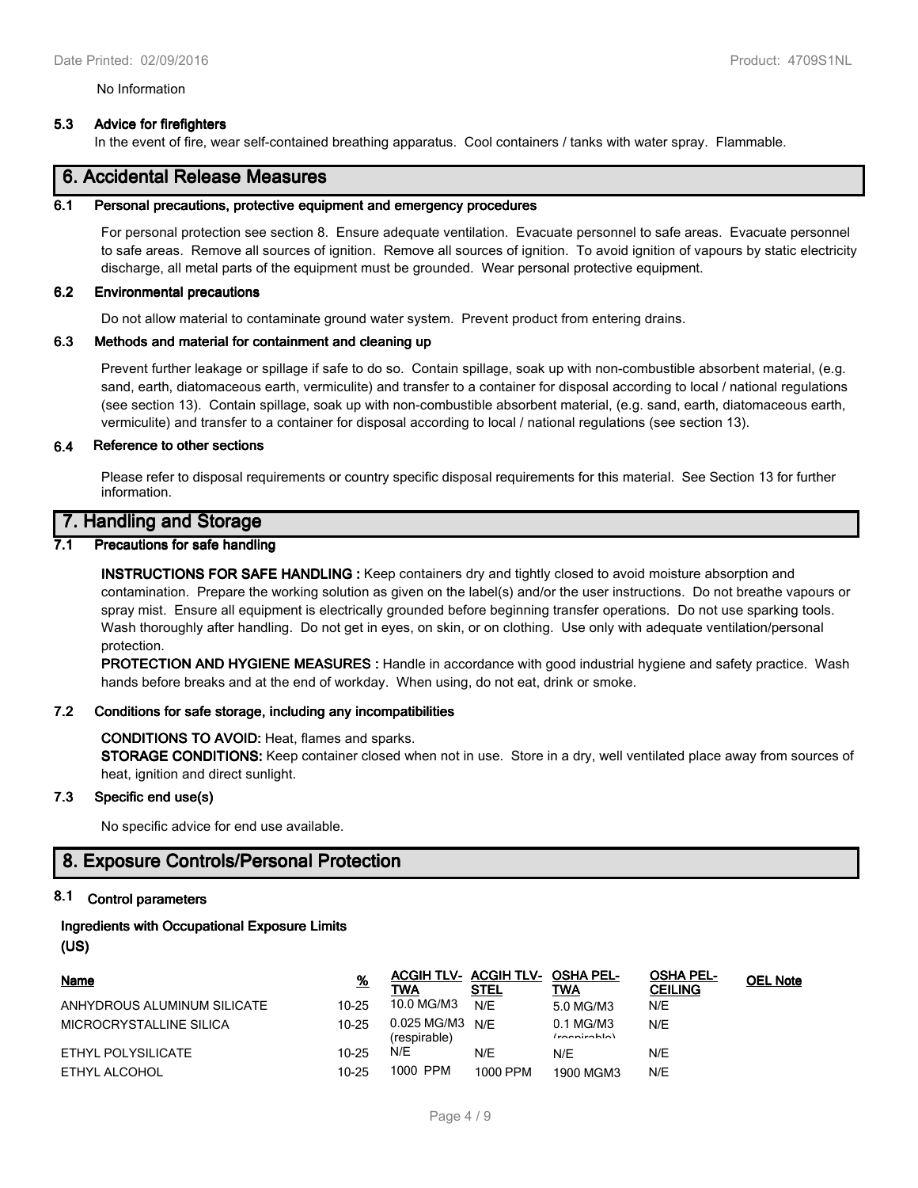No Information

### 5.3 Advice for firefighters

In the event of fire, wear self-contained breathing apparatus. Cool containers / tanks with water spray. Flammable.

## 6. Accidental Release Measures

### 6.1 Personal precautions, protective equipment and emergency procedures

For personal protection see section 8. Ensure adequate ventilation. Evacuate personnel to safe areas. Evacuate personnel to safe areas. Remove all sources of ignition. Remove all sources of ignition. To avoid ignition of vapours by static electricity discharge, all metal parts of the equipment must be grounded. Wear personal protective equipment.

### 6.2 Environmental precautions

Do not allow material to contaminate ground water system. Prevent product from entering drains.

### 6.3 Methods and material for containment and cleaning up

Prevent further leakage or spillage if safe to do so. Contain spillage, soak up with non-combustible absorbent material, (e.g. sand, earth, diatomaceous earth, vermiculite) and transfer to a container for disposal according to local / national regulations (see section 13). Contain spillage, soak up with non-combustible absorbent material, (e.g. sand, earth, diatomaceous earth, vermiculite) and transfer to a container for disposal according to local / national regulations (see section 13).

### 6.4 Reference to other sections

Please refer to disposal requirements or country specific disposal requirements for this material. See Section 13 for further information.

## 7. Handling and Storage

### 7.1 Precautions for safe handling

**INSTRUCTIONS FOR SAFE HANDLING :** Keep containers dry and tightly closed to avoid moisture absorption and contamination. Prepare the working solution as given on the label(s) and/or the user instructions. Do not breathe vapours or spray mist. Ensure all equipment is electrically grounded before beginning transfer operations. Do not use sparking tools. Wash thoroughly after handling. Do not get in eyes, on skin, or on clothing. Use only with adequate ventilation/personal protection.

**PROTECTION AND HYGIENE MEASURES :** Handle in accordance with good industrial hygiene and safety practice. Wash hands before breaks and at the end of workday. When using, do not eat, drink or smoke.

### 7.2 Conditions for safe storage, including any incompatibilities

**CONDITIONS TO AVOID:** Heat, flames and sparks.

**STORAGE CONDITIONS:** Keep container closed when not in use. Store in a dry, well ventilated place away from sources of heat, ignition and direct sunlight.

### 7.3 Specific end use(s)

No specific advice for end use available.

## 8. Exposure Controls/Personal Protection

### 8.1 Control parameters

**Ingredients with Occupational Exposure Limits (US)**

| Name | % | ACGIH TLV-TWA | ACGIH TLV-STEL | OSHA PEL-TWA | OSHA PEL-CEILING | OEL Note |
|---|---|---|---|---|---|---|
| ANHYDROUS ALUMINUM SILICATE | 10-25 | 10.0 MG/M3 | N/E | 5.0 MG/M3 | N/E | |
| MICROCRYSTALLINE SILICA | 10-25 | 0.025 MG/M3 (respirable) | N/E | 0.1 MG/M3 (respirable) | N/E | |
| ETHYL POLYSILICATE | 10-25 | N/E | N/E | N/E | N/E | |
| ETHYL ALCOHOL | 10-25 | 1000 PPM | 1000 PPM | 1900 MGM3 | N/E | |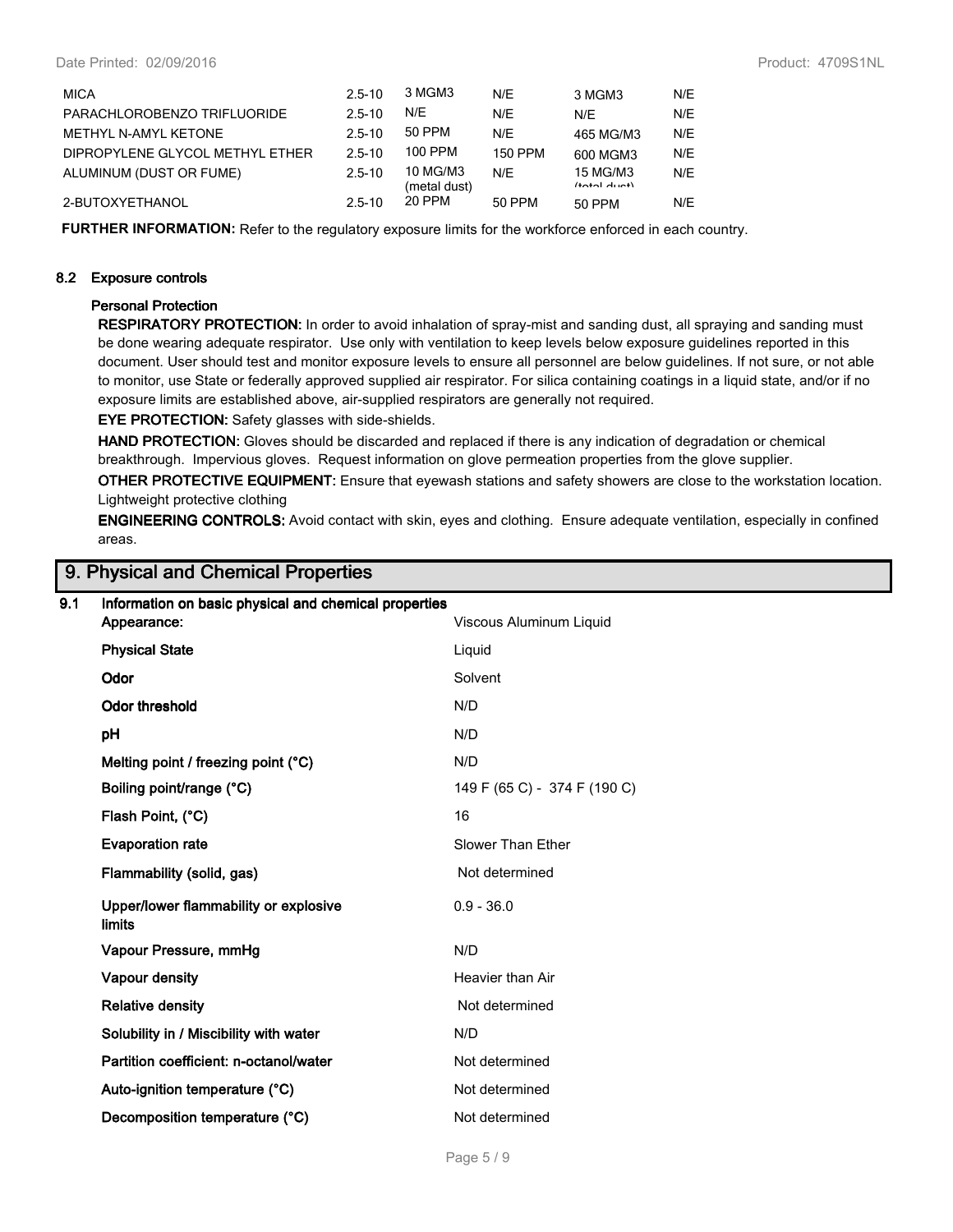| | | | | | |
|---|---|---|---|---|---|
| MICA | 2.5-10 | 3 MGM3 | N/E | 3 MGM3 | N/E |
| PARACHLOROBENZO TRIFLUORIDE | 2.5-10 | N/E | N/E | N/E | N/E |
| METHYL N-AMYL KETONE | 2.5-10 | 50 PPM | N/E | 465 MG/M3 | N/E |
| DIPROPYLENE GLYCOL METHYL ETHER | 2.5-10 | 100 PPM | 150 PPM | 600 MGM3 | N/E |
| ALUMINUM (DUST OR FUME) | 2.5-10 | 10 MG/M3 (metal dust) | N/E | 15 MG/M3 (total dust) | N/E |
| 2-BUTOXYETHANOL | 2.5-10 | 20 PPM | 50 PPM | 50 PPM | N/E |

**FURTHER INFORMATION:** Refer to the regulatory exposure limits for the workforce enforced in each country.

### 8.2 Exposure controls

**Personal Protection**

**RESPIRATORY PROTECTION:** In order to avoid inhalation of spray-mist and sanding dust, all spraying and sanding must be done wearing adequate respirator. Use only with ventilation to keep levels below exposure guidelines reported in this document. User should test and monitor exposure levels to ensure all personnel are below guidelines. If not sure, or not able to monitor, use State or federally approved supplied air respirator. For silica containing coatings in a liquid state, and/or if no exposure limits are established above, air-supplied respirators are generally not required.

**EYE PROTECTION:** Safety glasses with side-shields.

**HAND PROTECTION:** Gloves should be discarded and replaced if there is any indication of degradation or chemical breakthrough. Impervious gloves. Request information on glove permeation properties from the glove supplier.

**OTHER PROTECTIVE EQUIPMENT:** Ensure that eyewash stations and safety showers are close to the workstation location. Lightweight protective clothing

**ENGINEERING CONTROLS:** Avoid contact with skin, eyes and clothing. Ensure adequate ventilation, especially in confined areas.

## 9. Physical and Chemical Properties

### 9.1 Information on basic physical and chemical properties

| | |
|---|---|
| **Appearance:** | Viscous Aluminum Liquid |
| **Physical State** | Liquid |
| **Odor** | Solvent |
| **Odor threshold** | N/D |
| **pH** | N/D |
| **Melting point / freezing point (°C)** | N/D |
| **Boiling point/range (°C)** | 149 F (65 C) - 374 F (190 C) |
| **Flash Point, (°C)** | 16 |
| **Evaporation rate** | Slower Than Ether |
| **Flammability (solid, gas)** | Not determined |
| **Upper/lower flammability or explosive limits** | 0.9 - 36.0 |
| **Vapour Pressure, mmHg** | N/D |
| **Vapour density** | Heavier than Air |
| **Relative density** | Not determined |
| **Solubility in / Miscibility with water** | N/D |
| **Partition coefficient: n-octanol/water** | Not determined |
| **Auto-ignition temperature (°C)** | Not determined |
| **Decomposition temperature (°C)** | Not determined |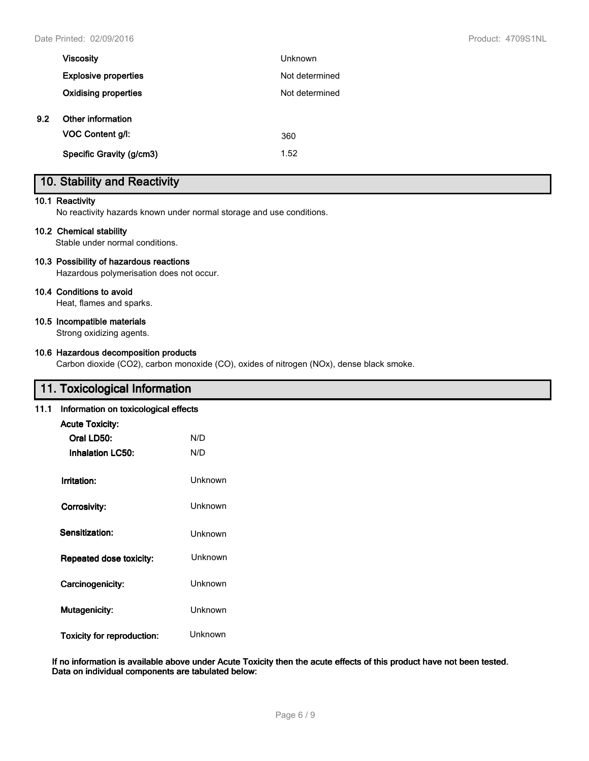| | |
|---|---|
| **Viscosity** | Unknown |
| **Explosive properties** | Not determined |
| **Oxidising properties** | Not determined |

**9.2 Other information**

| | |
|---|---|
| **VOC Content g/l:** | 360 |
| **Specific Gravity (g/cm3)** | 1.52 |

## 10. Stability and Reactivity

**10.1 Reactivity**

No reactivity hazards known under normal storage and use conditions.

**10.2 Chemical stability**

Stable under normal conditions.

**10.3 Possibility of hazardous reactions**

Hazardous polymerisation does not occur.

**10.4 Conditions to avoid**

Heat, flames and sparks.

**10.5 Incompatible materials**

Strong oxidizing agents.

**10.6 Hazardous decomposition products**

Carbon dioxide ($CO_2$), carbon monoxide (CO), oxides of nitrogen ($NO_x$), dense black smoke.

## 11. Toxicological Information

**11.1 Information on toxicological effects**

**Acute Toxicity:**

| | |
|---|---|
| **Oral LD50:** | N/D |
| **Inhalation LC50:** | N/D |

| | |
|---|---|
| **Irritation:** | Unknown |
| **Corrosivity:** | Unknown |
| **Sensitization:** | Unknown |
| **Repeated dose toxicity:** | Unknown |
| **Carcinogenicity:** | Unknown |
| **Mutagenicity:** | Unknown |
| **Toxicity for reproduction:** | Unknown |

**If no information is available above under Acute Toxicity then the acute effects of this product have not been tested. Data on individual components are tabulated below:**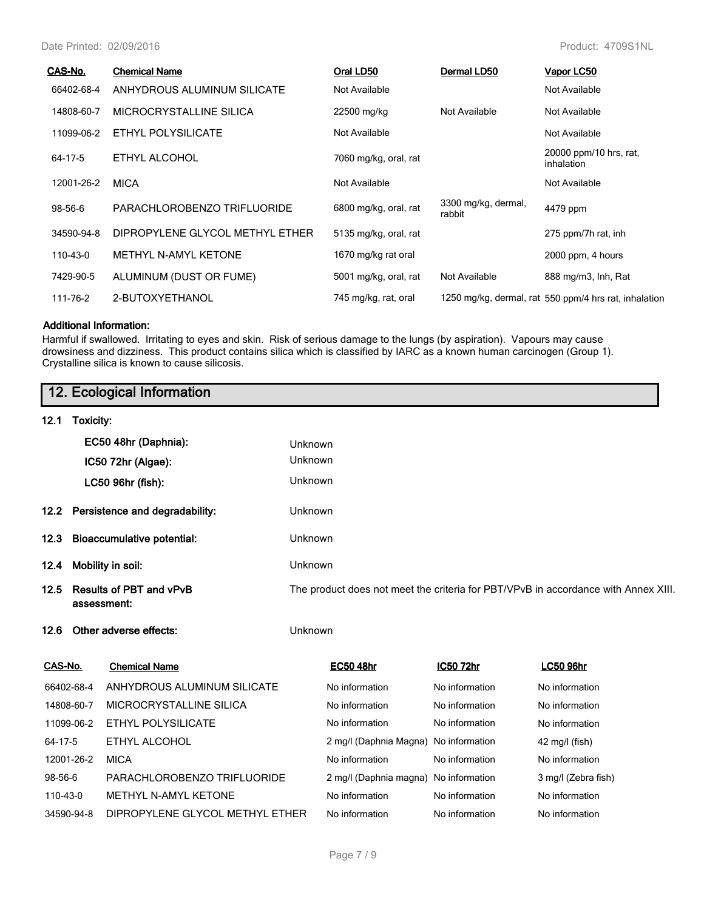| CAS-No. | Chemical Name | Oral LD50 | Dermal LD50 | Vapor LC50 |
|---|---|---|---|---|
| 66402-68-4 | ANHYDROUS ALUMINUM SILICATE | Not Available | | Not Available |
| 14808-60-7 | MICROCRYSTALLINE SILICA | 22500 mg/kg | Not Available | Not Available |
| 11099-06-2 | ETHYL POLYSILICATE | Not Available | | Not Available |
| 64-17-5 | ETHYL ALCOHOL | 7060 mg/kg, oral, rat | | 20000 ppm/10 hrs, rat, inhalation |
| 12001-26-2 | MICA | Not Available | | Not Available |
| 98-56-6 | PARACHLOROBENZO TRIFLUORIDE | 6800 mg/kg, oral, rat | 3300 mg/kg, dermal, rabbit | 4479 ppm |
| 34590-94-8 | DIPROPYLENE GLYCOL METHYL ETHER | 5135 mg/kg, oral, rat | | 275 ppm/7h rat, inh |
| 110-43-0 | METHYL N-AMYL KETONE | 1670 mg/kg rat oral | | 2000 ppm, 4 hours |
| 7429-90-5 | ALUMINUM (DUST OR FUME) | 5001 mg/kg, oral, rat | Not Available | 888 mg/m3, Inh, Rat |
| 111-76-2 | 2-BUTOXYETHANOL | 745 mg/kg, rat, oral | 1250 mg/kg, dermal, rat | 550 ppm/4 hrs rat, inhalation |

**Additional Information:**

Harmful if swallowed. Irritating to eyes and skin. Risk of serious damage to the lungs (by aspiration). Vapours may cause drowsiness and dizziness. This product contains silica which is classified by IARC as a known human carcinogen (Group 1). Crystalline silica is known to cause silicosis.

## 12. Ecological Information

**12.1 Toxicity:**

**EC50 48hr (Daphnia):** Unknown

**IC50 72hr (Algae):** Unknown

**LC50 96hr (fish):** Unknown

**12.2 Persistence and degradability:** Unknown

**12.3 Bioaccumulative potential:** Unknown

**12.4 Mobility in soil:** Unknown

**12.5 Results of PBT and vPvB assessment:** The product does not meet the criteria for PBT/VPvB in accordance with Annex XIII.

**12.6 Other adverse effects:** Unknown

| CAS-No. | Chemical Name | EC50 48hr | IC50 72hr | LC50 96hr |
|---|---|---|---|---|
| 66402-68-4 | ANHYDROUS ALUMINUM SILICATE | No information | No information | No information |
| 14808-60-7 | MICROCRYSTALLINE SILICA | No information | No information | No information |
| 11099-06-2 | ETHYL POLYSILICATE | No information | No information | No information |
| 64-17-5 | ETHYL ALCOHOL | 2 mg/l (Daphnia Magna) | No information | 42 mg/l (fish) |
| 12001-26-2 | MICA | No information | No information | No information |
| 98-56-6 | PARACHLOROBENZO TRIFLUORIDE | 2 mg/l (Daphnia magna) | No information | 3 mg/l (Zebra fish) |
| 110-43-0 | METHYL N-AMYL KETONE | No information | No information | No information |
| 34590-94-8 | DIPROPYLENE GLYCOL METHYL ETHER | No information | No information | No information |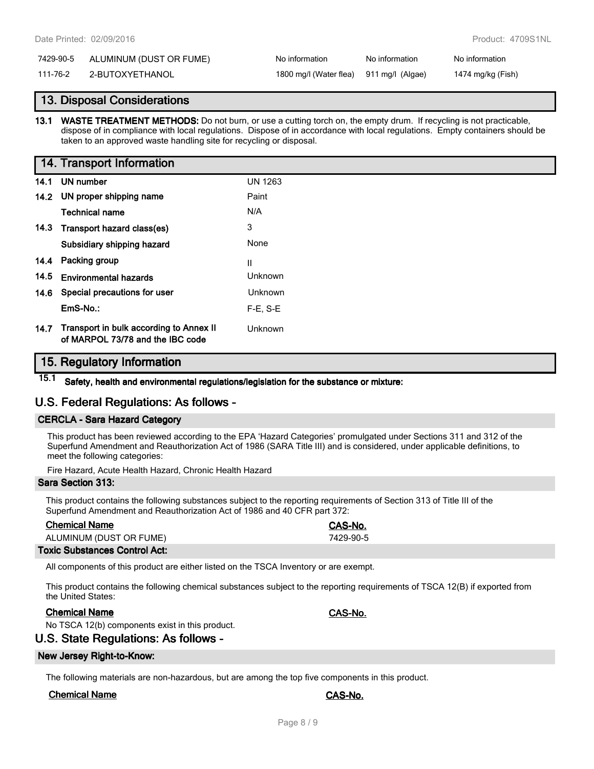| | | | | |
|---|---|---|---|---|
| 7429-90-5 | ALUMINUM (DUST OR FUME) | No information | No information | No information |
| 111-76-2 | 2-BUTOXYETHANOL | 1800 mg/l (Water flea) | 911 mg/l (Algae) | 1474 mg/kg (Fish) |

## 13. Disposal Considerations

**13.1 WASTE TREATMENT METHODS:** Do not burn, or use a cutting torch on, the empty drum. If recycling is not practicable, dispose of in compliance with local regulations. Dispose of in accordance with local regulations. Empty containers should be taken to an approved waste handling site for recycling or disposal.

## 14. Transport Information

| | | |
|---|---|---|
| **14.1** | **UN number** | UN 1263 |
| **14.2** | **UN proper shipping name** | Paint |
| | **Technical name** | N/A |
| **14.3** | **Transport hazard class(es)** | 3 |
| | **Subsidiary shipping hazard** | None |
| **14.4** | **Packing group** | II |
| **14.5** | **Environmental hazards** | Unknown |
| **14.6** | **Special precautions for user** | Unknown |
| | **EmS-No.:** | F-E, S-E |
| **14.7** | **Transport in bulk according to Annex II of MARPOL 73/78 and the IBC code** | Unknown |

## 15. Regulatory Information

**15.1 Safety, health and environmental regulations/legislation for the substance or mixture:**

## U.S. Federal Regulations: As follows -

### CERCLA - Sara Hazard Category

This product has been reviewed according to the EPA 'Hazard Categories' promulgated under Sections 311 and 312 of the Superfund Amendment and Reauthorization Act of 1986 (SARA Title III) and is considered, under applicable definitions, to meet the following categories:

Fire Hazard, Acute Health Hazard, Chronic Health Hazard

### Sara Section 313:

This product contains the following substances subject to the reporting requirements of Section 313 of Title III of the Superfund Amendment and Reauthorization Act of 1986 and 40 CFR part 372:

| Chemical Name | CAS-No. |
|---|---|
| ALUMINUM (DUST OR FUME) | 7429-90-5 |

### Toxic Substances Control Act:

All components of this product are either listed on the TSCA Inventory or are exempt.

This product contains the following chemical substances subject to the reporting requirements of TSCA 12(B) if exported from the United States:

| Chemical Name | CAS-No. |
|---|---|

No TSCA 12(b) components exist in this product.

## U.S. State Regulations: As follows -

### New Jersey Right-to-Know:

The following materials are non-hazardous, but are among the top five components in this product.

| Chemical Name | CAS-No. |
|---|---|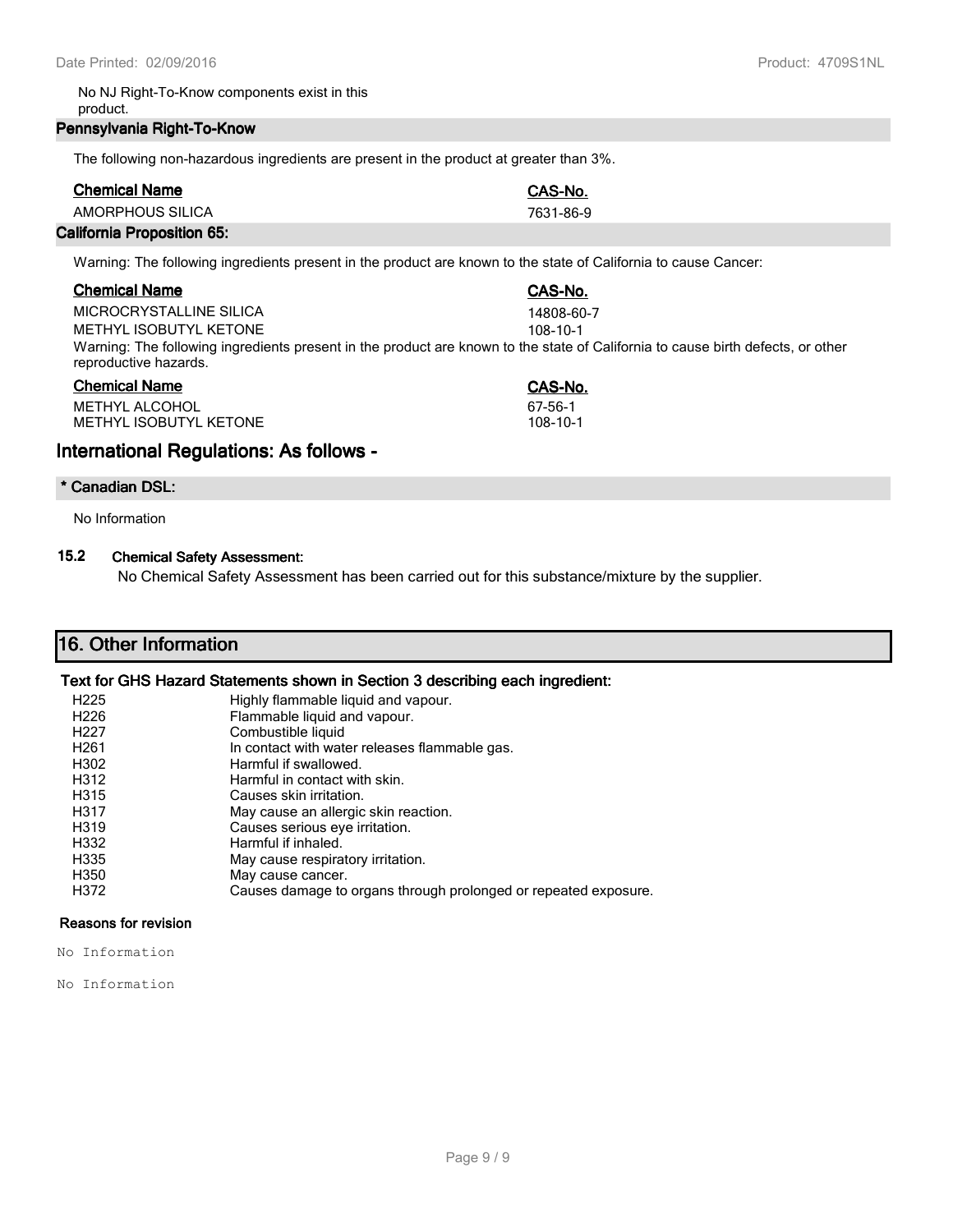No NJ Right-To-Know components exist in this product.

### Pennsylvania Right-To-Know

The following non-hazardous ingredients are present in the product at greater than 3%.

| Chemical Name | CAS-No. |
|---|---|
| AMORPHOUS SILICA | 7631-86-9 |

### California Proposition 65:

Warning: The following ingredients present in the product are known to the state of California to cause Cancer:

| Chemical Name | CAS-No. |
|---|---|
| MICROCRYSTALLINE SILICA | 14808-60-7 |
| METHYL ISOBUTYL KETONE | 108-10-1 |

Warning: The following ingredients present in the product are known to the state of California to cause birth defects, or other reproductive hazards.

| Chemical Name | CAS-No. |
|---|---|
| METHYL ALCOHOL | 67-56-1 |
| METHYL ISOBUTYL KETONE | 108-10-1 |

## International Regulations: As follows -

### * Canadian DSL:

No Information

### 15.2 Chemical Safety Assessment:

No Chemical Safety Assessment has been carried out for this substance/mixture by the supplier.

## 16. Other Information

### Text for GHS Hazard Statements shown in Section 3 describing each ingredient:

| | |
|---|---|
| H225 | Highly flammable liquid and vapour. |
| H226 | Flammable liquid and vapour. |
| H227 | Combustible liquid |
| H261 | In contact with water releases flammable gas. |
| H302 | Harmful if swallowed. |
| H312 | Harmful in contact with skin. |
| H315 | Causes skin irritation. |
| H317 | May cause an allergic skin reaction. |
| H319 | Causes serious eye irritation. |
| H332 | Harmful if inhaled. |
| H335 | May cause respiratory irritation. |
| H350 | May cause cancer. |
| H372 | Causes damage to organs through prolonged or repeated exposure. |

### Reasons for revision

No Information

No Information